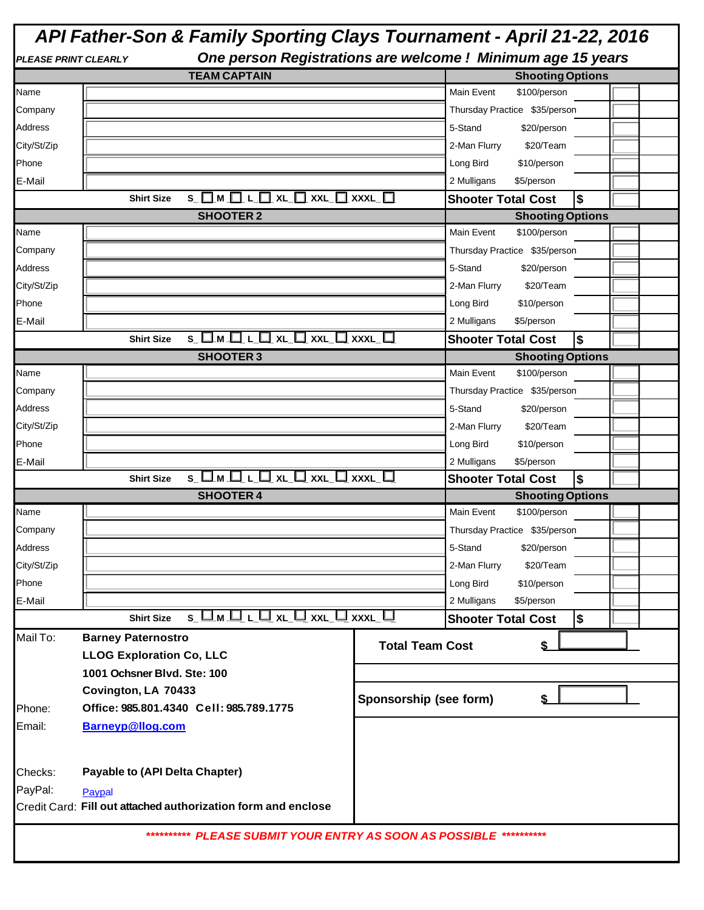# API Father-Son & Family Sporting Clays Tournament - April 21-22, 2016

***PLEASE PRINT CLEARLY*** ***One person Registrations are welcome ! Minimum age 15 years***

| TEAM CAPTAIN | | Shooting Options | | |
|---|---|---|---|---|
| Name | | Main Event | $100/person | |
| Company | | Thursday Practice | $35/person | |
| Address | | 5-Stand | $20/person | |
| City/St/Zip | | 2-Man Flurry | $20/Team | |
| Phone | | Long Bird | $10/person | |
| E-Mail | | 2 Mulligans | $5/person | |
| **Shirt Size** | S_ ☐ M_ ☐ L_ ☐ XL_ ☐ XXL_ ☐ XXXL_ ☐ | **Shooter Total Cost** | **$** | |

| SHOOTER 2 | | Shooting Options | | |
|---|---|---|---|---|
| Name | | Main Event | $100/person | |
| Company | | Thursday Practice | $35/person | |
| Address | | 5-Stand | $20/person | |
| City/St/Zip | | 2-Man Flurry | $20/Team | |
| Phone | | Long Bird | $10/person | |
| E-Mail | | 2 Mulligans | $5/person | |
| **Shirt Size** | S_ ☐ M_ ☐ L_ ☐ XL_ ☐ XXL_ ☐ XXXL_ ☐ | **Shooter Total Cost** | **$** | |

| SHOOTER 3 | | Shooting Options | | |
|---|---|---|---|---|
| Name | | Main Event | $100/person | |
| Company | | Thursday Practice | $35/person | |
| Address | | 5-Stand | $20/person | |
| City/St/Zip | | 2-Man Flurry | $20/Team | |
| Phone | | Long Bird | $10/person | |
| E-Mail | | 2 Mulligans | $5/person | |
| **Shirt Size** | S_ ☐ M_ ☐ L_ ☐ XL_ ☐ XXL_ ☐ XXXL_ ☐ | **Shooter Total Cost** | **$** | |

| SHOOTER 4 | | Shooting Options | | |
|---|---|---|---|---|
| Name | | Main Event | $100/person | |
| Company | | Thursday Practice | $35/person | |
| Address | | 5-Stand | $20/person | |
| City/St/Zip | | 2-Man Flurry | $20/Team | |
| Phone | | Long Bird | $10/person | |
| E-Mail | | 2 Mulligans | $5/person | |
| **Shirt Size** | S_ ☐ M_ ☐ L_ ☐ XL_ ☐ XXL_ ☐ XXXL_ ☐ | **Shooter Total Cost** | **$** | |

Mail To: **Barney Paternostro**
**LLOG Exploration Co, LLC**
**1001 Ochsner Blvd. Ste: 100**
**Covington, LA 70433**

Phone: **Office: 985.801.4340 Cell: 985.789.1775**

Email: **Barneyp@llog.com**

Checks: **Payable to (API Delta Chapter)**

PayPal: Paypal

Credit Card: **Fill out attached authorization form and enclose**

**Total Team Cost** **$** ______

**Sponsorship (see form)** **$** ______

***\*\*\*\*\*\*\*\*\*\* PLEASE SUBMIT YOUR ENTRY AS SOON AS POSSIBLE \*\*\*\*\*\*\*\*\*\****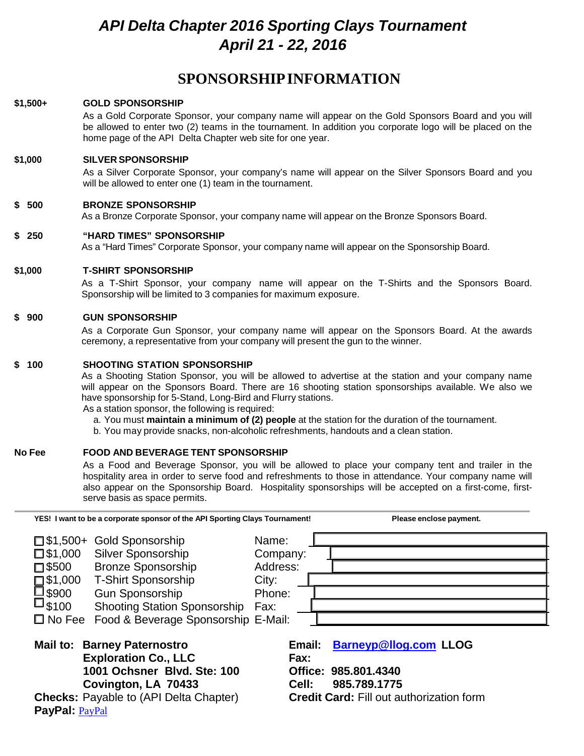# *API Delta Chapter 2016 Sporting Clays Tournament*
# *April 21 - 22, 2016*

## SPONSORSHIP INFORMATION

**$1,500+** **GOLD SPONSORSHIP**

As a Gold Corporate Sponsor, your company name will appear on the Gold Sponsors Board and you will be allowed to enter two (2) teams in the tournament. In addition you corporate logo will be placed on the home page of the API Delta Chapter web site for one year.

**$1,000** **SILVER SPONSORSHIP**

As a Silver Corporate Sponsor, your company's name will appear on the Silver Sponsors Board and you will be allowed to enter one (1) team in the tournament.

**$ 500** **BRONZE SPONSORSHIP**

As a Bronze Corporate Sponsor, your company name will appear on the Bronze Sponsors Board.

**$ 250** **"HARD TIMES" SPONSORSHIP**

As a "Hard Times" Corporate Sponsor, your company name will appear on the Sponsorship Board.

**$1,000** **T-SHIRT SPONSORSHIP**

As a T-Shirt Sponsor, your company name will appear on the T-Shirts and the Sponsors Board. Sponsorship will be limited to 3 companies for maximum exposure.

**$ 900** **GUN SPONSORSHIP**

As a Corporate Gun Sponsor, your company name will appear on the Sponsors Board. At the awards ceremony, a representative from your company will present the gun to the winner.

**$ 100** **SHOOTING STATION SPONSORSHIP**

As a Shooting Station Sponsor, you will be allowed to advertise at the station and your company name will appear on the Sponsors Board. There are 16 shooting station sponsorships available. We also we have sponsorship for 5-Stand, Long-Bird and Flurry stations.

As a station sponsor, the following is required:

a. You must **maintain a minimum of (2) people** at the station for the duration of the tournament.
b. You may provide snacks, non-alcoholic refreshments, handouts and a clean station.

**No Fee** **FOOD AND BEVERAGE TENT SPONSORSHIP**

As a Food and Beverage Sponsor, you will be allowed to place your company tent and trailer in the hospitality area in order to serve food and refreshments to those in attendance. Your company name will also appear on the Sponsorship Board. Hospitality sponsorships will be accepted on a first-come, first-serve basis as space permits.

---

**YES! I want to be a corporate sponsor of the API Sporting Clays Tournament!** **Please enclose payment.**

| | | |
|---|---|---|
| ☐ $1,500+ Gold Sponsorship | Name: | |
| ☐ $1,000 Silver Sponsorship | Company: | |
| ☐ $500 Bronze Sponsorship | Address: | |
| ☐ $1,000 T-Shirt Sponsorship | City: | |
| ☐ $900 Gun Sponsorship | Phone: | |
| ☐ $100 Shooting Station Sponsorship | Fax: | |
| ☐ No Fee Food & Beverage Sponsorship | E-Mail: | |

**Mail to:** **Barney Paternostro**
**Exploration Co., LLC**
**1001 Ochsner Blvd. Ste: 100**
**Covington, LA 70433**

**Checks:** Payable to (API Delta Chapter)

**PayPal:** PayPal

**Email:** **Barneyp@llog.com** **LLOG**
**Fax:**
**Office: 985.801.4340**
**Cell: 985.789.1775**
**Credit Card:** Fill out authorization form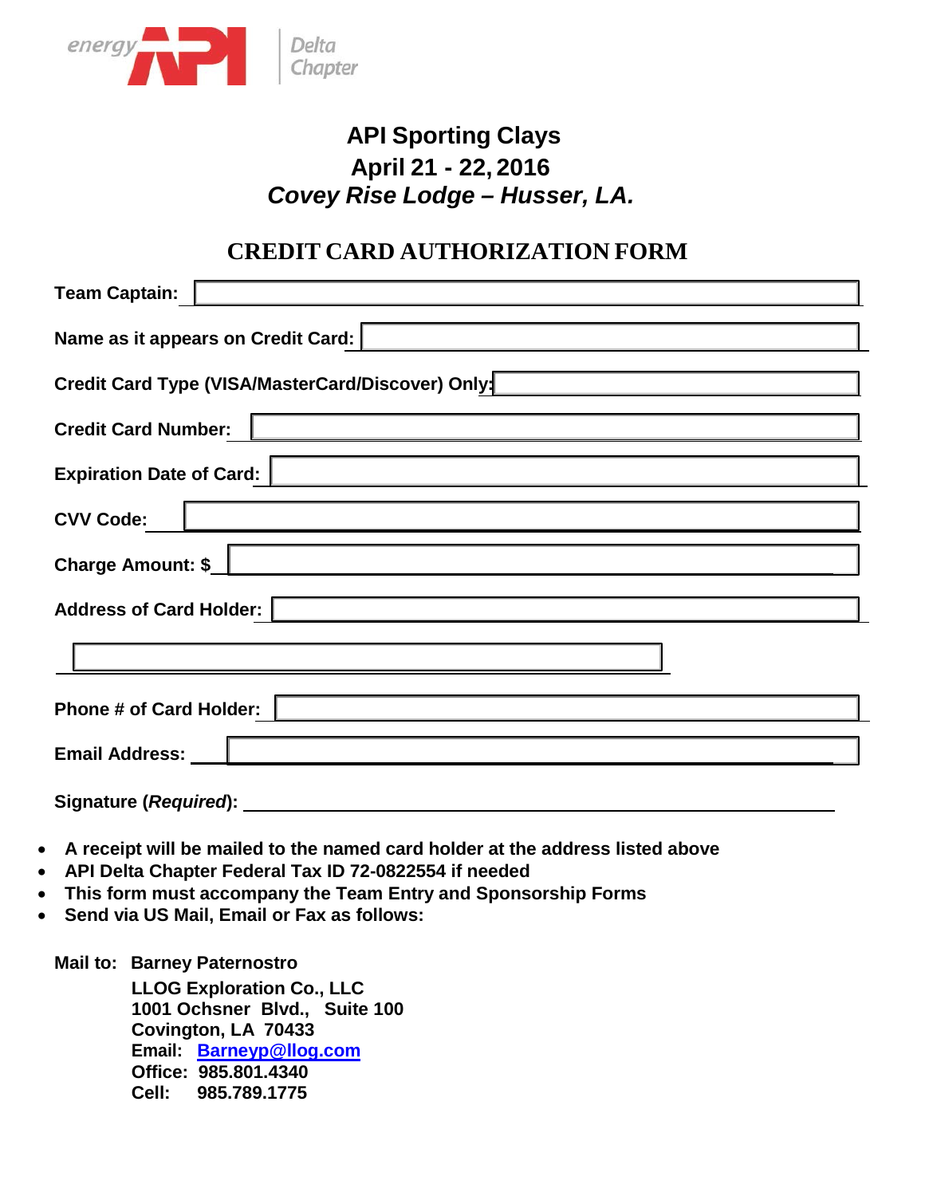energy API | Delta Chapter

# API Sporting Clays

## April 21 - 22, 2016

## *Covey Rise Lodge – Husser, LA.*

## CREDIT CARD AUTHORIZATION FORM

**Team Captain:** ______________________________

**Name as it appears on Credit Card:** ______________________________

**Credit Card Type (VISA/MasterCard/Discover) Only:** ______________________________

**Credit Card Number:** ______________________________

**Expiration Date of Card:** ______________________________

**CVV Code:** ______________________________

**Charge Amount: $** ______________________________

**Address of Card Holder:** ______________________________

______________________________

**Phone # of Card Holder:** ______________________________

**Email Address:** ______________________________

**Signature (*Required*):** ______________________________

- **A receipt will be mailed to the named card holder at the address listed above**
- **API Delta Chapter Federal Tax ID 72-0822554 if needed**
- **This form must accompany the Team Entry and Sponsorship Forms**
- **Send via US Mail, Email or Fax as follows:**

**Mail to: Barney Paternostro**
**LLOG Exploration Co., LLC**
**1001 Ochsner Blvd., Suite 100**
**Covington, LA 70433**
**Email: Barneyp@llog.com**
**Office: 985.801.4340**
**Cell: 985.789.1775**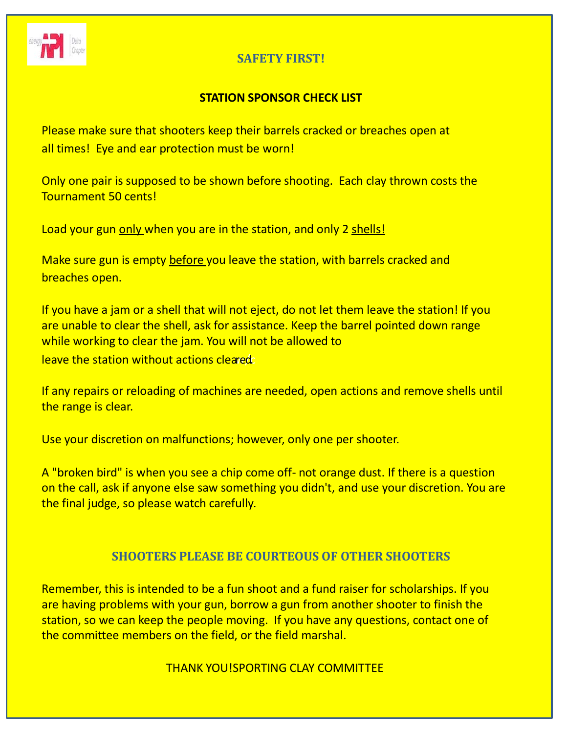## SAFETY FIRST!

### STATION SPONSOR CHECK LIST

Please make sure that shooters keep their barrels cracked or breaches open at all times! Eye and ear protection must be worn!

Only one pair is supposed to be shown before shooting. Each clay thrown costs the Tournament 50 cents!

Load your gun only when you are in the station, and only 2 shells!

Make sure gun is empty before you leave the station, with barrels cracked and breaches open.

If you have a jam or a shell that will not eject, do not let them leave the station! If you are unable to clear the shell, ask for assistance. Keep the barrel pointed down range while working to clear the jam. You will not be allowed to leave the station without actions cleared.

If any repairs or reloading of machines are needed, open actions and remove shells until the range is clear.

Use your discretion on malfunctions; however, only one per shooter.

A "broken bird" is when you see a chip come off- not orange dust. If there is a question on the call, ask if anyone else saw something you didn't, and use your discretion. You are the final judge, so please watch carefully.

## SHOOTERS PLEASE BE COURTEOUS OF OTHER SHOOTERS

Remember, this is intended to be a fun shoot and a fund raiser for scholarships. If you are having problems with your gun, borrow a gun from another shooter to finish the station, so we can keep the people moving. If you have any questions, contact one of the committee members on the field, or the field marshal.

THANK YOU!SPORTING CLAY COMMITTEE